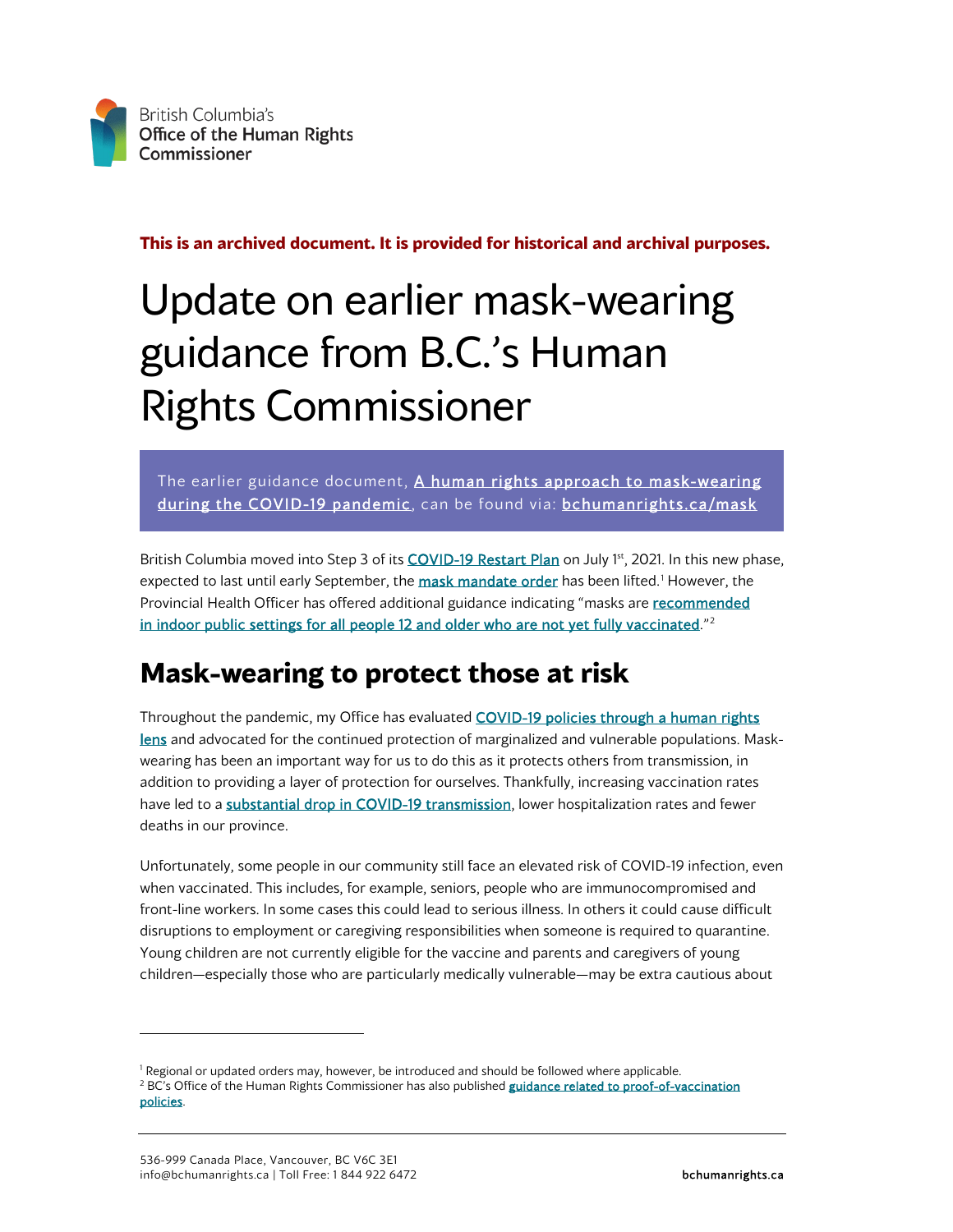British Columbia's
Office of the Human Rights
Commissioner

**This is an archived document. It is provided for historical and archival purposes.**

# Update on earlier mask-wearing guidance from B.C.'s Human Rights Commissioner

The earlier guidance document, **A human rights approach to mask-wearing during the COVID-19 pandemic**, can be found via: **bchumanrights.ca/mask**

British Columbia moved into Step 3 of its COVID-19 Restart Plan on July 1st, 2021. In this new phase, expected to last until early September, the mask mandate order has been lifted.[1] However, the Provincial Health Officer has offered additional guidance indicating "masks are recommended in indoor public settings for all people 12 and older who are not yet fully vaccinated."[2]

## Mask-wearing to protect those at risk

Throughout the pandemic, my Office has evaluated COVID-19 policies through a human rights lens and advocated for the continued protection of marginalized and vulnerable populations. Mask-wearing has been an important way for us to do this as it protects others from transmission, in addition to providing a layer of protection for ourselves. Thankfully, increasing vaccination rates have led to a **substantial drop in COVID-19 transmission**, lower hospitalization rates and fewer deaths in our province.

Unfortunately, some people in our community still face an elevated risk of COVID-19 infection, even when vaccinated. This includes, for example, seniors, people who are immunocompromised and front-line workers. In some cases this could lead to serious illness. In others it could cause difficult disruptions to employment or caregiving responsibilities when someone is required to quarantine. Young children are not currently eligible for the vaccine and parents and caregivers of young children—especially those who are particularly medically vulnerable—may be extra cautious about

[1] Regional or updated orders may, however, be introduced and should be followed where applicable.

[2] BC's Office of the Human Rights Commissioner has also published **guidance related to proof-of-vaccination policies**.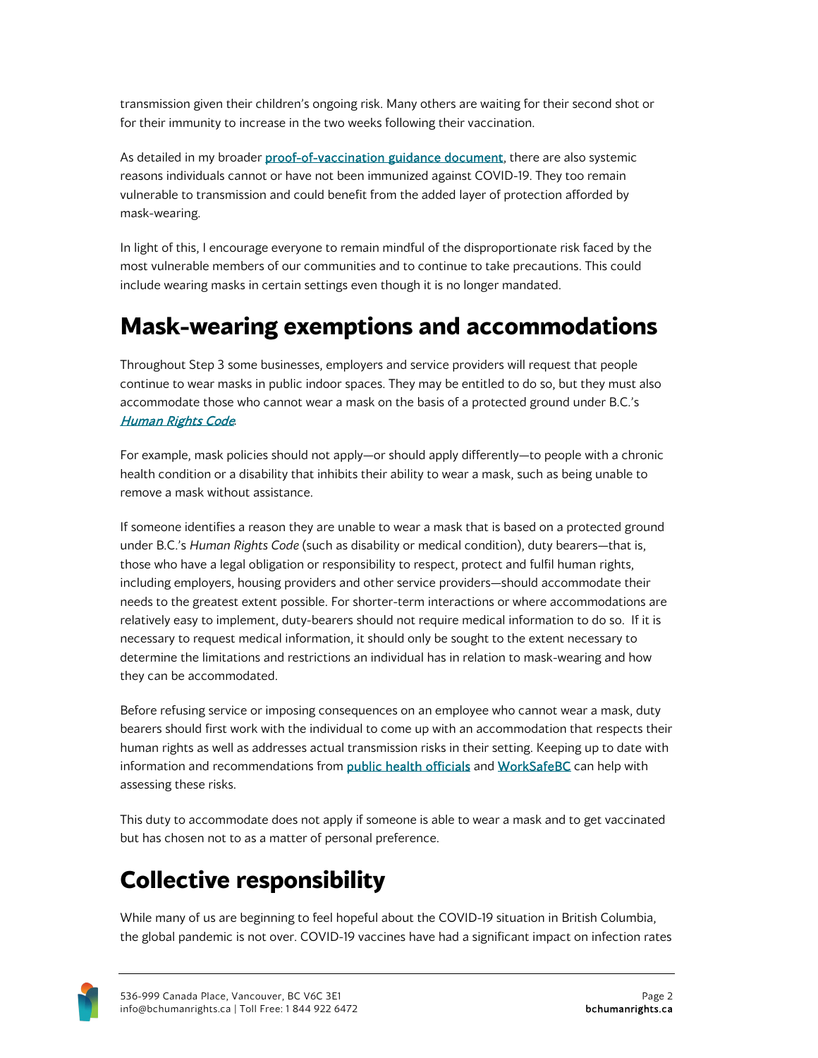transmission given their children's ongoing risk. Many others are waiting for their second shot or for their immunity to increase in the two weeks following their vaccination.

As detailed in my broader proof-of-vaccination guidance document, there are also systemic reasons individuals cannot or have not been immunized against COVID-19. They too remain vulnerable to transmission and could benefit from the added layer of protection afforded by mask-wearing.

In light of this, I encourage everyone to remain mindful of the disproportionate risk faced by the most vulnerable members of our communities and to continue to take precautions. This could include wearing masks in certain settings even though it is no longer mandated.

## Mask-wearing exemptions and accommodations

Throughout Step 3 some businesses, employers and service providers will request that people continue to wear masks in public indoor spaces. They may be entitled to do so, but they must also accommodate those who cannot wear a mask on the basis of a protected ground under B.C.'s *Human Rights Code*.

For example, mask policies should not apply—or should apply differently—to people with a chronic health condition or a disability that inhibits their ability to wear a mask, such as being unable to remove a mask without assistance.

If someone identifies a reason they are unable to wear a mask that is based on a protected ground under B.C.'s *Human Rights Code* (such as disability or medical condition), duty bearers—that is, those who have a legal obligation or responsibility to respect, protect and fulfil human rights, including employers, housing providers and other service providers—should accommodate their needs to the greatest extent possible. For shorter-term interactions or where accommodations are relatively easy to implement, duty-bearers should not require medical information to do so. If it is necessary to request medical information, it should only be sought to the extent necessary to determine the limitations and restrictions an individual has in relation to mask-wearing and how they can be accommodated.

Before refusing service or imposing consequences on an employee who cannot wear a mask, duty bearers should first work with the individual to come up with an accommodation that respects their human rights as well as addresses actual transmission risks in their setting. Keeping up to date with information and recommendations from public health officials and WorkSafeBC can help with assessing these risks.

This duty to accommodate does not apply if someone is able to wear a mask and to get vaccinated but has chosen not to as a matter of personal preference.

## Collective responsibility

While many of us are beginning to feel hopeful about the COVID-19 situation in British Columbia, the global pandemic is not over. COVID-19 vaccines have had a significant impact on infection rates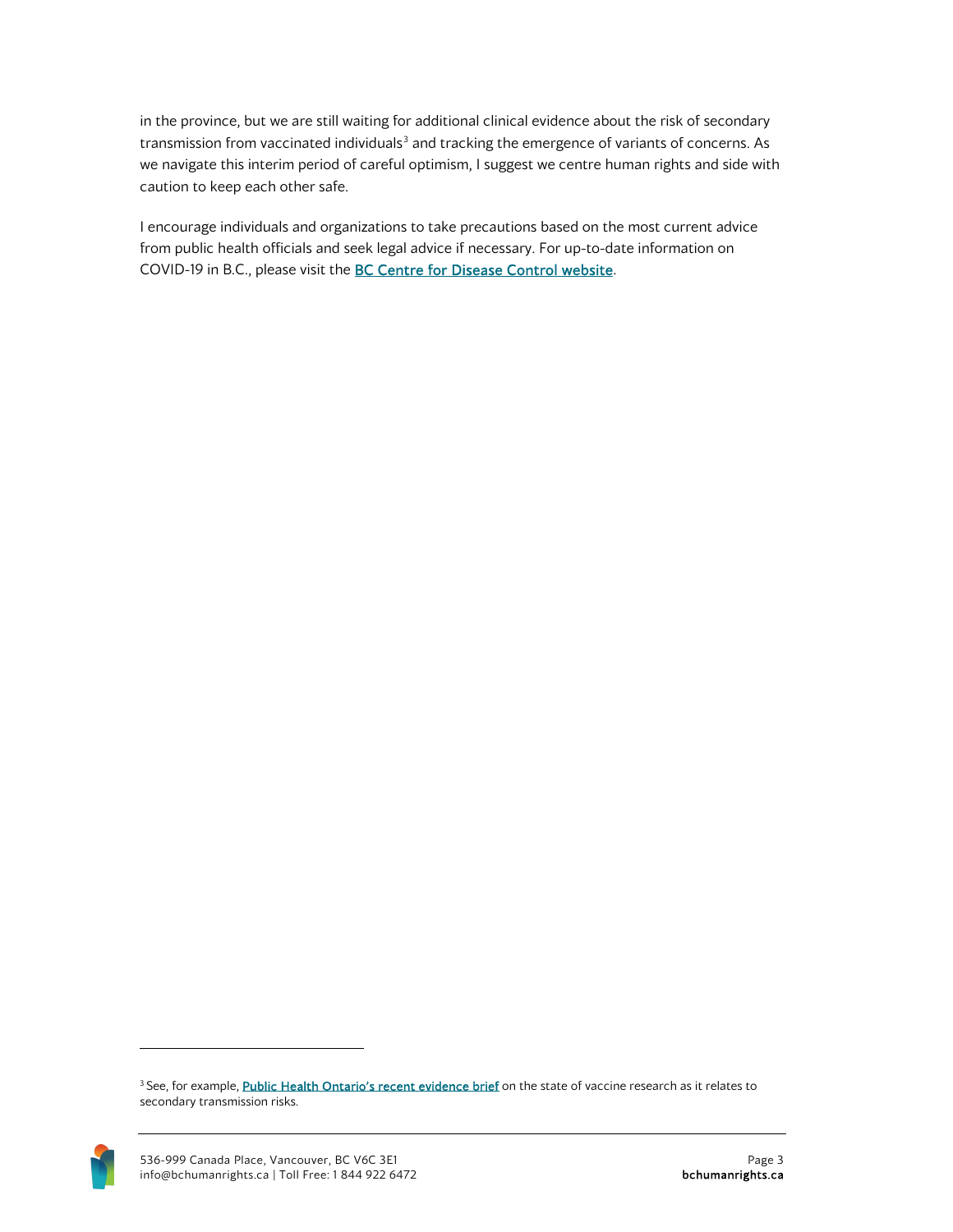in the province, but we are still waiting for additional clinical evidence about the risk of secondary transmission from vaccinated individuals[3] and tracking the emergence of variants of concerns. As we navigate this interim period of careful optimism, I suggest we centre human rights and side with caution to keep each other safe.

I encourage individuals and organizations to take precautions based on the most current advice from public health officials and seek legal advice if necessary. For up-to-date information on COVID-19 in B.C., please visit the BC Centre for Disease Control website.

[3] See, for example, Public Health Ontario's recent evidence brief on the state of vaccine research as it relates to secondary transmission risks.